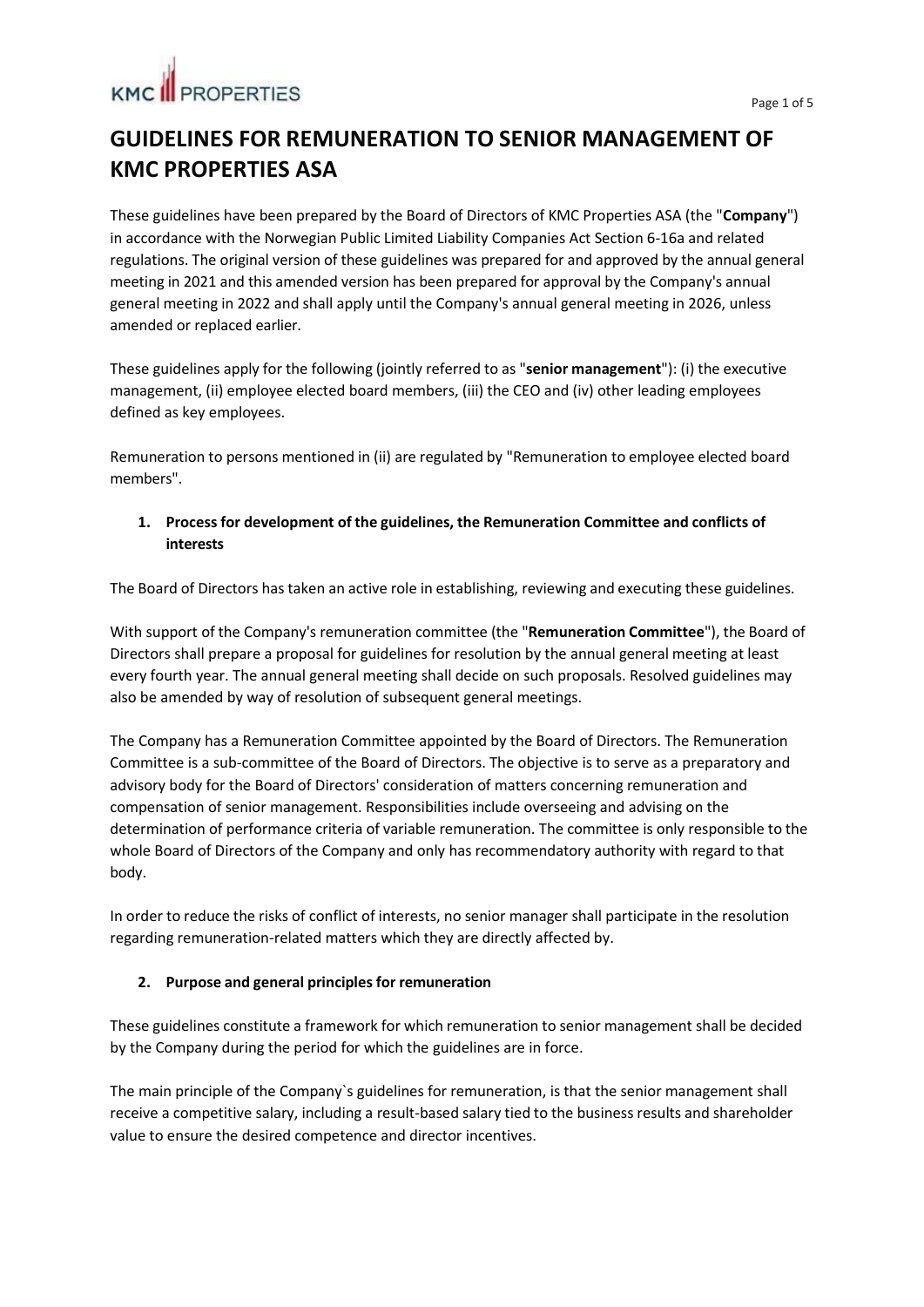# GUIDELINES FOR REMUNERATION TO SENIOR MANAGEMENT OF KMC PROPERTIES ASA

These guidelines have been prepared by the Board of Directors of KMC Properties ASA (the "**Company**") in accordance with the Norwegian Public Limited Liability Companies Act Section 6-16a and related regulations. The original version of these guidelines was prepared for and approved by the annual general meeting in 2021 and this amended version has been prepared for approval by the Company's annual general meeting in 2022 and shall apply until the Company's annual general meeting in 2026, unless amended or replaced earlier.

These guidelines apply for the following (jointly referred to as "**senior management**"): (i) the executive management, (ii) employee elected board members, (iii) the CEO and (iv) other leading employees defined as key employees.

Remuneration to persons mentioned in (ii) are regulated by "Remuneration to employee elected board members".

## 1. Process for development of the guidelines, the Remuneration Committee and conflicts of interests

The Board of Directors has taken an active role in establishing, reviewing and executing these guidelines.

With support of the Company's remuneration committee (the "**Remuneration Committee**"), the Board of Directors shall prepare a proposal for guidelines for resolution by the annual general meeting at least every fourth year. The annual general meeting shall decide on such proposals. Resolved guidelines may also be amended by way of resolution of subsequent general meetings.

The Company has a Remuneration Committee appointed by the Board of Directors. The Remuneration Committee is a sub-committee of the Board of Directors. The objective is to serve as a preparatory and advisory body for the Board of Directors' consideration of matters concerning remuneration and compensation of senior management. Responsibilities include overseeing and advising on the determination of performance criteria of variable remuneration. The committee is only responsible to the whole Board of Directors of the Company and only has recommendatory authority with regard to that body.

In order to reduce the risks of conflict of interests, no senior manager shall participate in the resolution regarding remuneration-related matters which they are directly affected by.

## 2. Purpose and general principles for remuneration

These guidelines constitute a framework for which remuneration to senior management shall be decided by the Company during the period for which the guidelines are in force.

The main principle of the Company`s guidelines for remuneration, is that the senior management shall receive a competitive salary, including a result-based salary tied to the business results and shareholder value to ensure the desired competence and director incentives.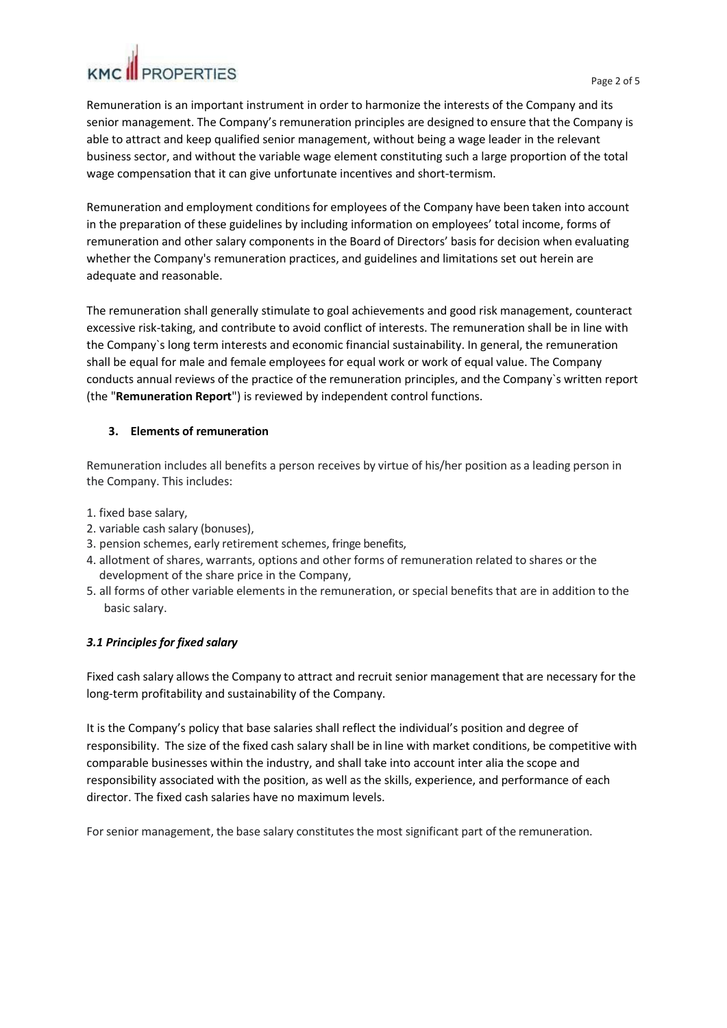Remuneration is an important instrument in order to harmonize the interests of the Company and its senior management. The Company's remuneration principles are designed to ensure that the Company is able to attract and keep qualified senior management, without being a wage leader in the relevant business sector, and without the variable wage element constituting such a large proportion of the total wage compensation that it can give unfortunate incentives and short-termism.

Remuneration and employment conditions for employees of the Company have been taken into account in the preparation of these guidelines by including information on employees' total income, forms of remuneration and other salary components in the Board of Directors' basis for decision when evaluating whether the Company's remuneration practices, and guidelines and limitations set out herein are adequate and reasonable.

The remuneration shall generally stimulate to goal achievements and good risk management, counteract excessive risk-taking, and contribute to avoid conflict of interests. The remuneration shall be in line with the Company`s long term interests and economic financial sustainability. In general, the remuneration shall be equal for male and female employees for equal work or work of equal value. The Company conducts annual reviews of the practice of the remuneration principles, and the Company`s written report (the "**Remuneration Report**") is reviewed by independent control functions.

## 3. Elements of remuneration

Remuneration includes all benefits a person receives by virtue of his/her position as a leading person in the Company. This includes:

1. fixed base salary,
2. variable cash salary (bonuses),
3. pension schemes, early retirement schemes, fringe benefits,
4. allotment of shares, warrants, options and other forms of remuneration related to shares or the development of the share price in the Company,
5. all forms of other variable elements in the remuneration, or special benefits that are in addition to the basic salary.

### *3.1 Principles for fixed salary*

Fixed cash salary allows the Company to attract and recruit senior management that are necessary for the long-term profitability and sustainability of the Company.

It is the Company's policy that base salaries shall reflect the individual's position and degree of responsibility. The size of the fixed cash salary shall be in line with market conditions, be competitive with comparable businesses within the industry, and shall take into account inter alia the scope and responsibility associated with the position, as well as the skills, experience, and performance of each director. The fixed cash salaries have no maximum levels.

For senior management, the base salary constitutes the most significant part of the remuneration.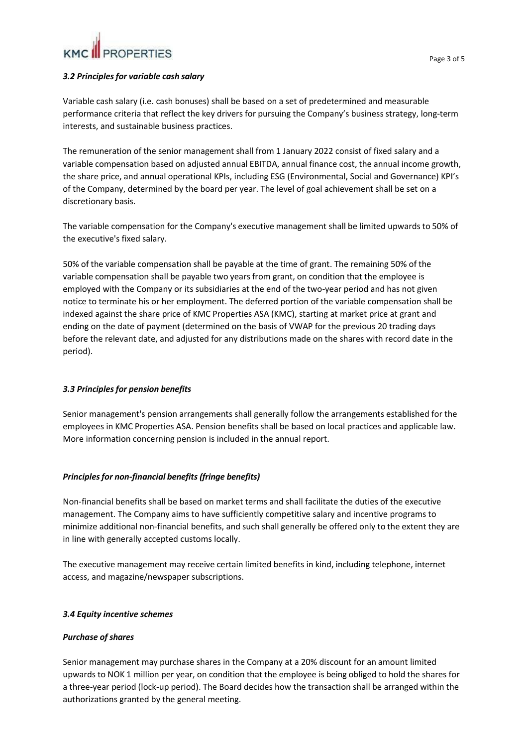### *3.2 Principles for variable cash salary*

Variable cash salary (i.e. cash bonuses) shall be based on a set of predetermined and measurable performance criteria that reflect the key drivers for pursuing the Company's business strategy, long-term interests, and sustainable business practices.

The remuneration of the senior management shall from 1 January 2022 consist of fixed salary and a variable compensation based on adjusted annual EBITDA, annual finance cost, the annual income growth, the share price, and annual operational KPIs, including ESG (Environmental, Social and Governance) KPI's of the Company, determined by the board per year. The level of goal achievement shall be set on a discretionary basis.

The variable compensation for the Company's executive management shall be limited upwards to 50% of the executive's fixed salary.

50% of the variable compensation shall be payable at the time of grant. The remaining 50% of the variable compensation shall be payable two years from grant, on condition that the employee is employed with the Company or its subsidiaries at the end of the two-year period and has not given notice to terminate his or her employment. The deferred portion of the variable compensation shall be indexed against the share price of KMC Properties ASA (KMC), starting at market price at grant and ending on the date of payment (determined on the basis of VWAP for the previous 20 trading days before the relevant date, and adjusted for any distributions made on the shares with record date in the period).

### *3.3 Principles for pension benefits*

Senior management's pension arrangements shall generally follow the arrangements established for the employees in KMC Properties ASA. Pension benefits shall be based on local practices and applicable law. More information concerning pension is included in the annual report.

### *Principles for non-financial benefits (fringe benefits)*

Non-financial benefits shall be based on market terms and shall facilitate the duties of the executive management. The Company aims to have sufficiently competitive salary and incentive programs to minimize additional non-financial benefits, and such shall generally be offered only to the extent they are in line with generally accepted customs locally.

The executive management may receive certain limited benefits in kind, including telephone, internet access, and magazine/newspaper subscriptions.

### *3.4 Equity incentive schemes*

#### *Purchase of shares*

Senior management may purchase shares in the Company at a 20% discount for an amount limited upwards to NOK 1 million per year, on condition that the employee is being obliged to hold the shares for a three-year period (lock-up period). The Board decides how the transaction shall be arranged within the authorizations granted by the general meeting.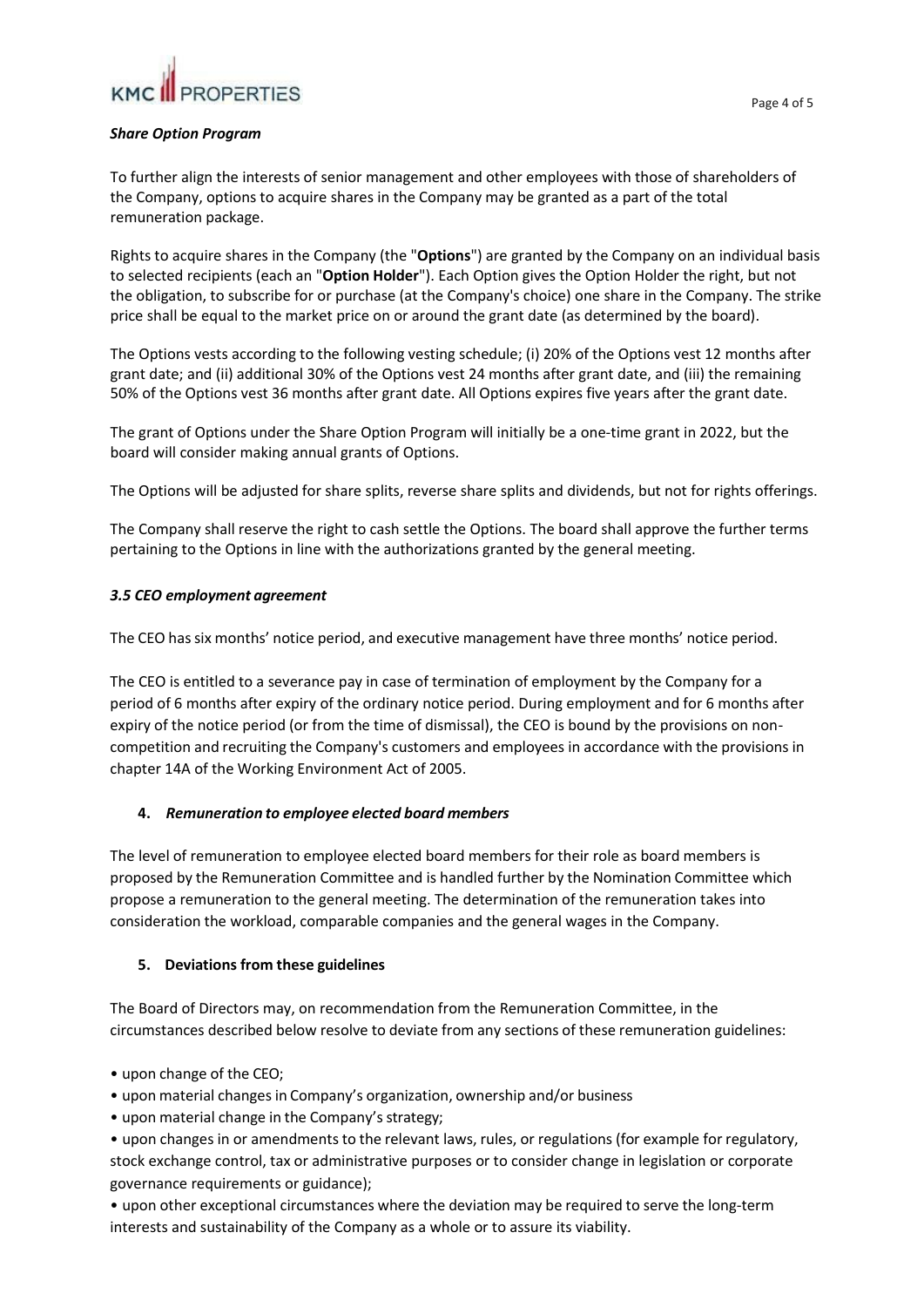***Share Option Program***

To further align the interests of senior management and other employees with those of shareholders of the Company, options to acquire shares in the Company may be granted as a part of the total remuneration package.

Rights to acquire shares in the Company (the "**Options**") are granted by the Company on an individual basis to selected recipients (each an "**Option Holder**"). Each Option gives the Option Holder the right, but not the obligation, to subscribe for or purchase (at the Company's choice) one share in the Company. The strike price shall be equal to the market price on or around the grant date (as determined by the board).

The Options vests according to the following vesting schedule; (i) 20% of the Options vest 12 months after grant date; and (ii) additional 30% of the Options vest 24 months after grant date, and (iii) the remaining 50% of the Options vest 36 months after grant date. All Options expires five years after the grant date.

The grant of Options under the Share Option Program will initially be a one-time grant in 2022, but the board will consider making annual grants of Options.

The Options will be adjusted for share splits, reverse share splits and dividends, but not for rights offerings.

The Company shall reserve the right to cash settle the Options. The board shall approve the further terms pertaining to the Options in line with the authorizations granted by the general meeting.

***3.5 CEO employment agreement***

The CEO has six months' notice period, and executive management have three months' notice period.

The CEO is entitled to a severance pay in case of termination of employment by the Company for a period of 6 months after expiry of the ordinary notice period. During employment and for 6 months after expiry of the notice period (or from the time of dismissal), the CEO is bound by the provisions on non-competition and recruiting the Company's customers and employees in accordance with the provisions in chapter 14A of the Working Environment Act of 2005.

## 4. *Remuneration to employee elected board members*

The level of remuneration to employee elected board members for their role as board members is proposed by the Remuneration Committee and is handled further by the Nomination Committee which propose a remuneration to the general meeting. The determination of the remuneration takes into consideration the workload, comparable companies and the general wages in the Company.

## 5. Deviations from these guidelines

The Board of Directors may, on recommendation from the Remuneration Committee, in the circumstances described below resolve to deviate from any sections of these remuneration guidelines:

- upon change of the CEO;
- upon material changes in Company's organization, ownership and/or business
- upon material change in the Company's strategy;
- upon changes in or amendments to the relevant laws, rules, or regulations (for example for regulatory, stock exchange control, tax or administrative purposes or to consider change in legislation or corporate governance requirements or guidance);
- upon other exceptional circumstances where the deviation may be required to serve the long-term interests and sustainability of the Company as a whole or to assure its viability.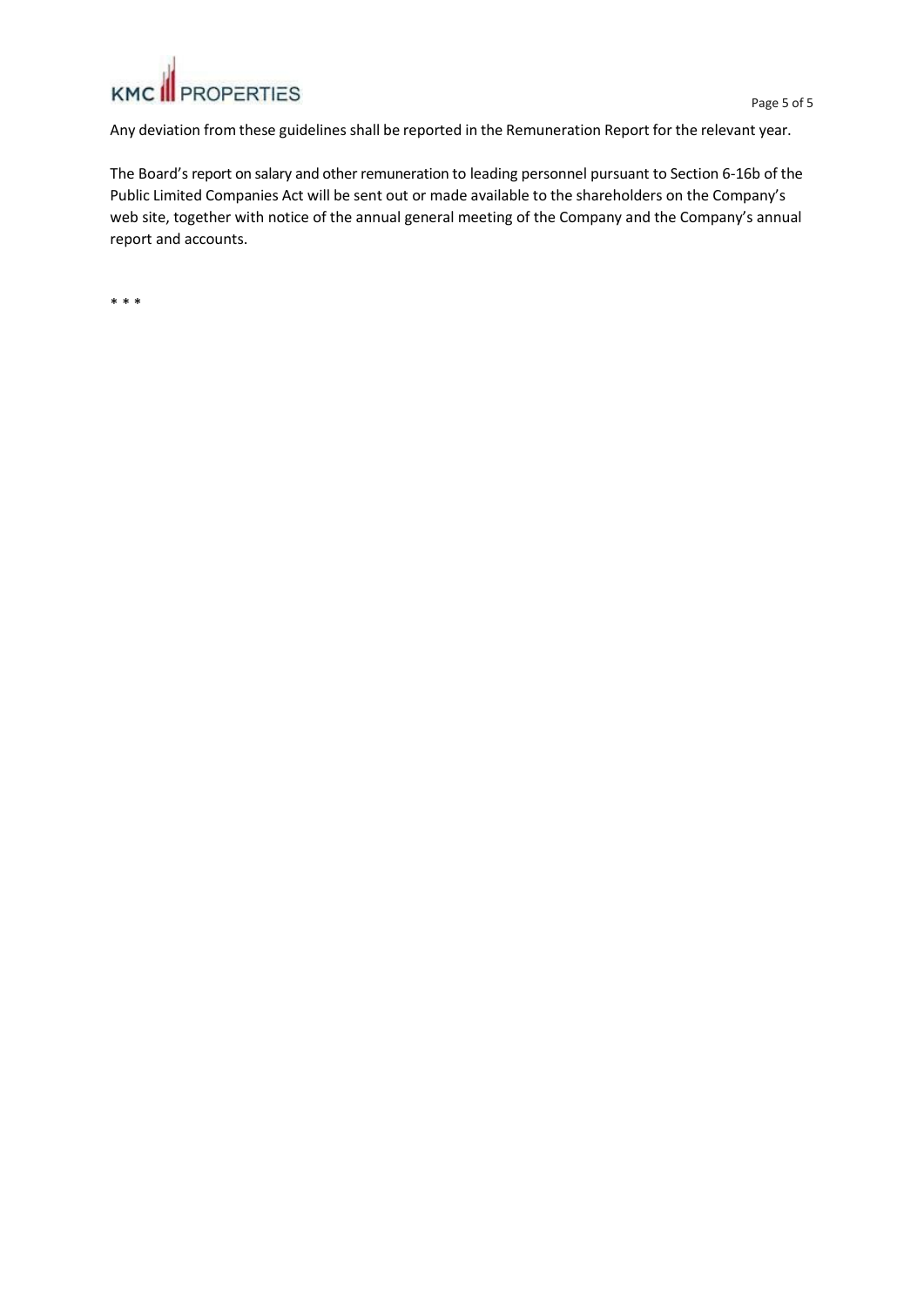Any deviation from these guidelines shall be reported in the Remuneration Report for the relevant year.

The Board's report on salary and other remuneration to leading personnel pursuant to Section 6-16b of the Public Limited Companies Act will be sent out or made available to the shareholders on the Company's web site, together with notice of the annual general meeting of the Company and the Company's annual report and accounts.

\* \* \*